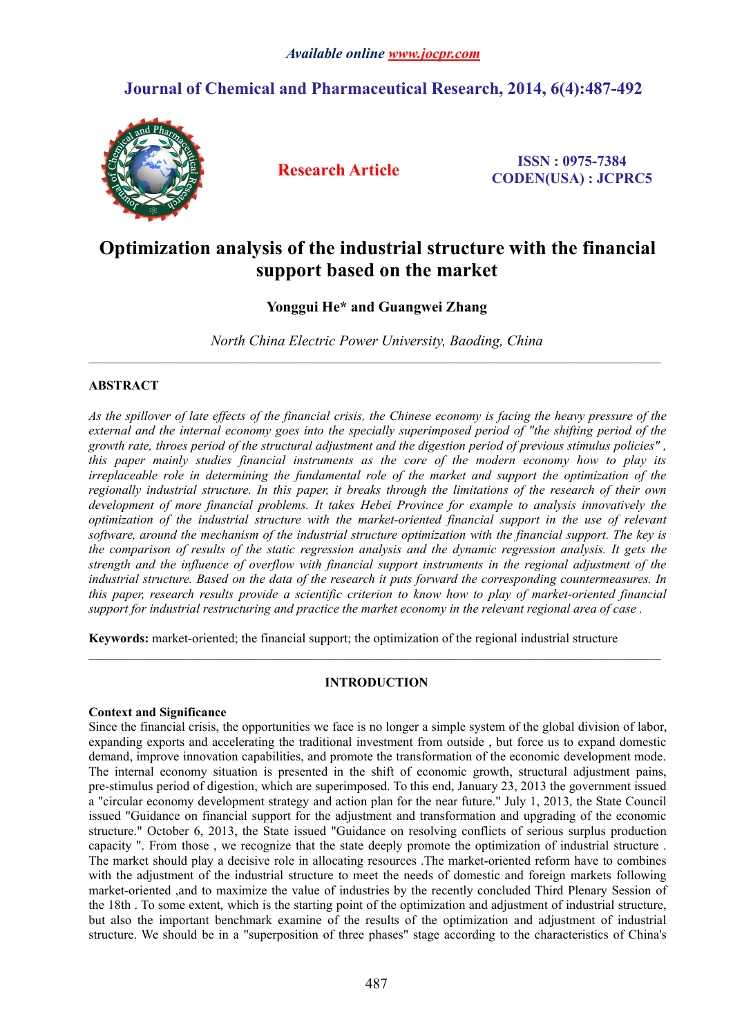Available online www.jocpr.com

# Journal of Chemical and Pharmaceutical Research, 2014, 6(4):487-492

**Research Article**

**ISSN : 0975-7384**
**CODEN(USA) : JCPRC5**

# Optimization analysis of the industrial structure with the financial support based on the market

**Yonggui He\* and Guangwei Zhang**

*North China Electric Power University, Baoding, China*

---

## ABSTRACT

*As the spillover of late effects of the financial crisis, the Chinese economy is facing the heavy pressure of the external and the internal economy goes into the specially superimposed period of "the shifting period of the growth rate, throes period of the structural adjustment and the digestion period of previous stimulus policies" , this paper mainly studies financial instruments as the core of the modern economy how to play its irreplaceable role in determining the fundamental role of the market and support the optimization of the regionally industrial structure. In this paper, it breaks through the limitations of the research of their own development of more financial problems. It takes Hebei Province for example to analysis innovatively the optimization of the industrial structure with the market-oriented financial support in the use of relevant software, around the mechanism of the industrial structure optimization with the financial support. The key is the comparison of results of the static regression analysis and the dynamic regression analysis. It gets the strength and the influence of overflow with financial support instruments in the regional adjustment of the industrial structure. Based on the data of the research it puts forward the corresponding countermeasures. In this paper, research results provide a scientific criterion to know how to play of market-oriented financial support for industrial restructuring and practice the market economy in the relevant regional area of case .*

**Keywords:** market-oriented; the financial support; the optimization of the regional industrial structure

---

## INTRODUCTION

### Context and Significance

Since the financial crisis, the opportunities we face is no longer a simple system of the global division of labor, expanding exports and accelerating the traditional investment from outside , but force us to expand domestic demand, improve innovation capabilities, and promote the transformation of the economic development mode. The internal economy situation is presented in the shift of economic growth, structural adjustment pains, pre-stimulus period of digestion, which are superimposed. To this end, January 23, 2013 the government issued a "circular economy development strategy and action plan for the near future." July 1, 2013, the State Council issued "Guidance on financial support for the adjustment and transformation and upgrading of the economic structure." October 6, 2013, the State issued "Guidance on resolving conflicts of serious surplus production capacity ". From those , we recognize that the state deeply promote the optimization of industrial structure . The market should play a decisive role in allocating resources .The market-oriented reform have to combines with the adjustment of the industrial structure to meet the needs of domestic and foreign markets following market-oriented ,and to maximize the value of industries by the recently concluded Third Plenary Session of the 18th . To some extent, which is the starting point of the optimization and adjustment of industrial structure, but also the important benchmark examine of the results of the optimization and adjustment of industrial structure. We should be in a "superposition of three phases" stage according to the characteristics of China's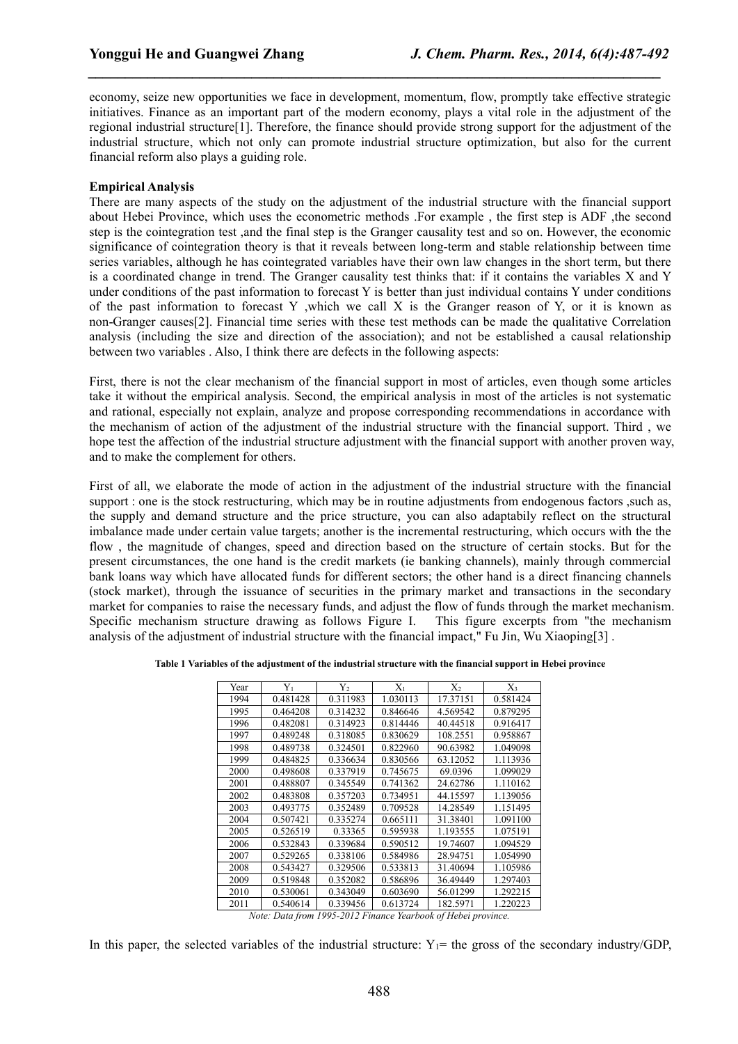economy, seize new opportunities we face in development, momentum, flow, promptly take effective strategic initiatives. Finance as an important part of the modern economy, plays a vital role in the adjustment of the regional industrial structure[1]. Therefore, the finance should provide strong support for the adjustment of the industrial structure, which not only can promote industrial structure optimization, but also for the current financial reform also plays a guiding role.

**Empirical Analysis**

There are many aspects of the study on the adjustment of the industrial structure with the financial support about Hebei Province, which uses the econometric methods .For example , the first step is ADF ,the second step is the cointegration test ,and the final step is the Granger causality test and so on. However, the economic significance of cointegration theory is that it reveals between long-term and stable relationship between time series variables, although he has cointegrated variables have their own law changes in the short term, but there is a coordinated change in trend. The Granger causality test thinks that: if it contains the variables X and Y under conditions of the past information to forecast Y is better than just individual contains Y under conditions of the past information to forecast Y ,which we call X is the Granger reason of Y, or it is known as non-Granger causes[2]. Financial time series with these test methods can be made the qualitative Correlation analysis (including the size and direction of the association); and not be established a causal relationship between two variables . Also, I think there are defects in the following aspects:

First, there is not the clear mechanism of the financial support in most of articles, even though some articles take it without the empirical analysis. Second, the empirical analysis in most of the articles is not systematic and rational, especially not explain, analyze and propose corresponding recommendations in accordance with the mechanism of action of the adjustment of the industrial structure with the financial support. Third , we hope test the affection of the industrial structure adjustment with the financial support with another proven way, and to make the complement for others.

First of all, we elaborate the mode of action in the adjustment of the industrial structure with the financial support : one is the stock restructuring, which may be in routine adjustments from endogenous factors ,such as, the supply and demand structure and the price structure, you can also adaptabily reflect on the structural imbalance made under certain value targets; another is the incremental restructuring, which occurs with the the flow , the magnitude of changes, speed and direction based on the structure of certain stocks. But for the present circumstances, the one hand is the credit markets (ie banking channels), mainly through commercial bank loans way which have allocated funds for different sectors; the other hand is a direct financing channels (stock market), through the issuance of securities in the primary market and transactions in the secondary market for companies to raise the necessary funds, and adjust the flow of funds through the market mechanism. Specific mechanism structure drawing as follows Figure I. This figure excerpts from "the mechanism analysis of the adjustment of industrial structure with the financial impact," Fu Jin, Wu Xiaoping[3] .

**Table 1 Variables of the adjustment of the industrial structure with the financial support in Hebei province**

| Year | $Y_1$ | $Y_2$ | $X_1$ | $X_2$ | $X_3$ |
|---|---|---|---|---|---|
| 1994 | 0.481428 | 0.311983 | 1.030113 | 17.37151 | 0.581424 |
| 1995 | 0.464208 | 0.314232 | 0.846646 | 4.569542 | 0.879295 |
| 1996 | 0.482081 | 0.314923 | 0.814446 | 40.44518 | 0.916417 |
| 1997 | 0.489248 | 0.318085 | 0.830629 | 108.2551 | 0.958867 |
| 1998 | 0.489738 | 0.324501 | 0.822960 | 90.63982 | 1.049098 |
| 1999 | 0.484825 | 0.336634 | 0.830566 | 63.12052 | 1.113936 |
| 2000 | 0.498608 | 0.337919 | 0.745675 | 69.0396 | 1.099029 |
| 2001 | 0.488807 | 0.345549 | 0.741362 | 24.62786 | 1.110162 |
| 2002 | 0.483808 | 0.357203 | 0.734951 | 44.15597 | 1.139056 |
| 2003 | 0.493775 | 0.352489 | 0.709528 | 14.28549 | 1.151495 |
| 2004 | 0.507421 | 0.335274 | 0.665111 | 31.38401 | 1.091100 |
| 2005 | 0.526519 | 0.33365 | 0.595938 | 1.193555 | 1.075191 |
| 2006 | 0.532843 | 0.339684 | 0.590512 | 19.74607 | 1.094529 |
| 2007 | 0.529265 | 0.338106 | 0.584986 | 28.94751 | 1.054990 |
| 2008 | 0.543427 | 0.329506 | 0.533813 | 31.40694 | 1.105986 |
| 2009 | 0.519848 | 0.352082 | 0.586896 | 36.49449 | 1.297403 |
| 2010 | 0.530061 | 0.343049 | 0.603690 | 56.01299 | 1.292215 |
| 2011 | 0.540614 | 0.339456 | 0.613724 | 182.5971 | 1.220223 |

*Note: Data from 1995-2012 Finance Yearbook of Hebei province.*

In this paper, the selected variables of the industrial structure: $Y_1$= the gross of the secondary industry/GDP,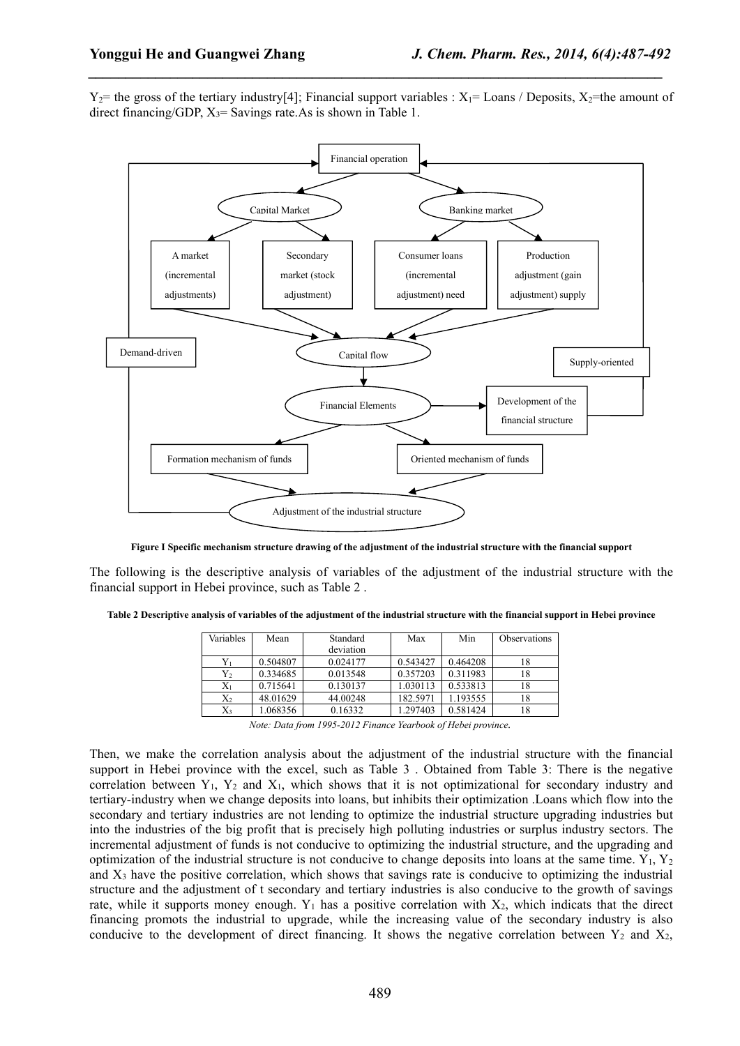$Y_2$= the gross of the tertiary industry[4]; Financial support variables : $X_1$= Loans / Deposits, $X_2$=the amount of direct financing/GDP, $X_3$= Savings rate.As is shown in Table 1.

**Figure I Specific mechanism structure drawing of the adjustment of the industrial structure with the financial support**

The following is the descriptive analysis of variables of the adjustment of the industrial structure with the financial support in Hebei province, such as Table 2 .

**Table 2 Descriptive analysis of variables of the adjustment of the industrial structure with the financial support in Hebei province**

| Variables | Mean | Standard deviation | Max | Min | Observations |
|---|---|---|---|---|---|
| $Y_1$ | 0.504807 | 0.024177 | 0.543427 | 0.464208 | 18 |
| $Y_2$ | 0.334685 | 0.013548 | 0.357203 | 0.311983 | 18 |
| $X_1$ | 0.715641 | 0.130137 | 1.030113 | 0.533813 | 18 |
| $X_2$ | 48.01629 | 44.00248 | 182.5971 | 1.193555 | 18 |
| $X_3$ | 1.068356 | 0.16332 | 1.297403 | 0.581424 | 18 |

*Note: Data from 1995-2012 Finance Yearbook of Hebei province.*

Then, we make the correlation analysis about the adjustment of the industrial structure with the financial support in Hebei province with the excel, such as Table 3 . Obtained from Table 3: There is the negative correlation between $Y_1$, $Y_2$ and $X_1$, which shows that it is not optimizational for secondary industry and tertiary-industry when we change deposits into loans, but inhibits their optimization .Loans which flow into the secondary and tertiary industries are not lending to optimize the industrial structure upgrading industries but into the industries of the big profit that is precisely high polluting industries or surplus industry sectors. The incremental adjustment of funds is not conducive to optimizing the industrial structure, and the upgrading and optimization of the industrial structure is not conducive to change deposits into loans at the same time. $Y_1$, $Y_2$ and $X_3$ have the positive correlation, which shows that savings rate is conducive to optimizing the industrial structure and the adjustment of t secondary and tertiary industries is also conducive to the growth of savings rate, while it supports money enough. $Y_1$ has a positive correlation with $X_2$, which indicats that the direct financing promots the industrial to upgrade, while the increasing value of the secondary industry is also conducive to the development of direct financing. It shows the negative correlation between $Y_2$ and $X_2$,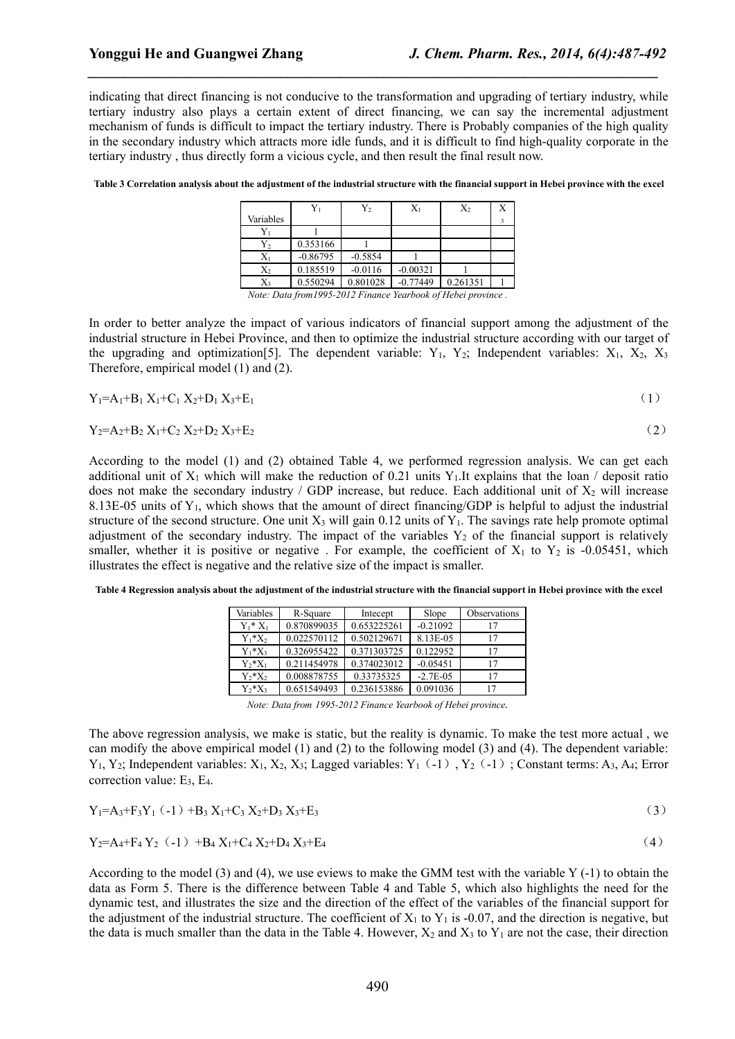indicating that direct financing is not conducive to the transformation and upgrading of tertiary industry, while tertiary industry also plays a certain extent of direct financing, we can say the incremental adjustment mechanism of funds is difficult to impact the tertiary industry. There is Probably companies of the high quality in the secondary industry which attracts more idle funds, and it is difficult to find high-quality corporate in the tertiary industry , thus directly form a vicious cycle, and then result the final result now.

**Table 3 Correlation analysis about the adjustment of the industrial structure with the financial support in Hebei province with the excel**

| Variables | $Y_1$ | $Y_2$ | $X_1$ | $X_2$ | $X_3$ |
|---|---|---|---|---|---|
| $Y_1$ | 1 | | | | |
| $Y_2$ | 0.353166 | 1 | | | |
| $X_1$ | -0.86795 | -0.5854 | 1 | | |
| $X_2$ | 0.185519 | -0.0116 | -0.00321 | 1 | |
| $X_3$ | 0.550294 | 0.801028 | -0.77449 | 0.261351 | 1 |

*Note: Data from1995-2012 Finance Yearbook of Hebei province .*

In order to better analyze the impact of various indicators of financial support among the adjustment of the industrial structure in Hebei Province, and then to optimize the industrial structure according with our target of the upgrading and optimization[5]. The dependent variable: $Y_1$, $Y_2$; Independent variables: $X_1$, $X_2$, $X_3$ Therefore, empirical model (1) and (2).

$$Y_1=A_1+B_1 X_1+C_1 X_2+D_1 X_3+E_1 \tag{1}$$

$$Y_2=A_2+B_2 X_1+C_2 X_2+D_2 X_3+E_2 \tag{2}$$

According to the model (1) and (2) obtained Table 4, we performed regression analysis. We can get each additional unit of $X_1$ which will make the reduction of 0.21 units $Y_1$.It explains that the loan / deposit ratio does not make the secondary industry / GDP increase, but reduce. Each additional unit of $X_2$ will increase 8.13E-05 units of $Y_1$, which shows that the amount of direct financing/GDP is helpful to adjust the industrial structure of the second structure. One unit $X_3$ will gain 0.12 units of $Y_1$. The savings rate help promote optimal adjustment of the secondary industry. The impact of the variables $Y_2$ of the financial support is relatively smaller, whether it is positive or negative . For example, the coefficient of $X_1$ to $Y_2$ is -0.05451, which illustrates the effect is negative and the relative size of the impact is smaller.

**Table 4 Regression analysis about the adjustment of the industrial structure with the financial support in Hebei province with the excel**

| Variables | R-Square | Intecept | Slope | Observations |
|---|---|---|---|---|
| $Y_1$* $X_1$ | 0.870899035 | 0.653225261 | -0.21092 | 17 |
| $Y_1$*$X_2$ | 0.022570112 | 0.502129671 | 8.13E-05 | 17 |
| $Y_1$*$X_3$ | 0.326955422 | 0.371303725 | 0.122952 | 17 |
| $Y_2$*$X_1$ | 0.211454978 | 0.374023012 | -0.05451 | 17 |
| $Y_2$*$X_2$ | 0.008878755 | 0.33735325 | -2.7E-05 | 17 |
| $Y_2$*$X_3$ | 0.651549493 | 0.236153886 | 0.091036 | 17 |

*Note: Data from 1995-2012 Finance Yearbook of Hebei province.*

The above regression analysis, we make is static, but the reality is dynamic. To make the test more actual , we can modify the above empirical model (1) and (2) to the following model (3) and (4). The dependent variable: $Y_1$, $Y_2$; Independent variables: $X_1$, $X_2$, $X_3$; Lagged variables: $Y_1$（-1）, $Y_2$（-1）; Constant terms: $A_3$, $A_4$; Error correction value: $E_3$, $E_4$.

$$Y_1=A_3+F_3Y_1(-1)+B_3 X_1+C_3 X_2+D_3 X_3+E_3 \tag{3}$$

$$Y_2=A_4+F_4 Y_2(-1)+B_4 X_1+C_4 X_2+D_4 X_3+E_4 \tag{4}$$

According to the model (3) and (4), we use eviews to make the GMM test with the variable Y (-1) to obtain the data as Form 5. There is the difference between Table 4 and Table 5, which also highlights the need for the dynamic test, and illustrates the size and the direction of the effect of the variables of the financial support for the adjustment of the industrial structure. The coefficient of $X_1$ to $Y_1$ is -0.07, and the direction is negative, but the data is much smaller than the data in the Table 4. However, $X_2$ and $X_3$ to $Y_1$ are not the case, their direction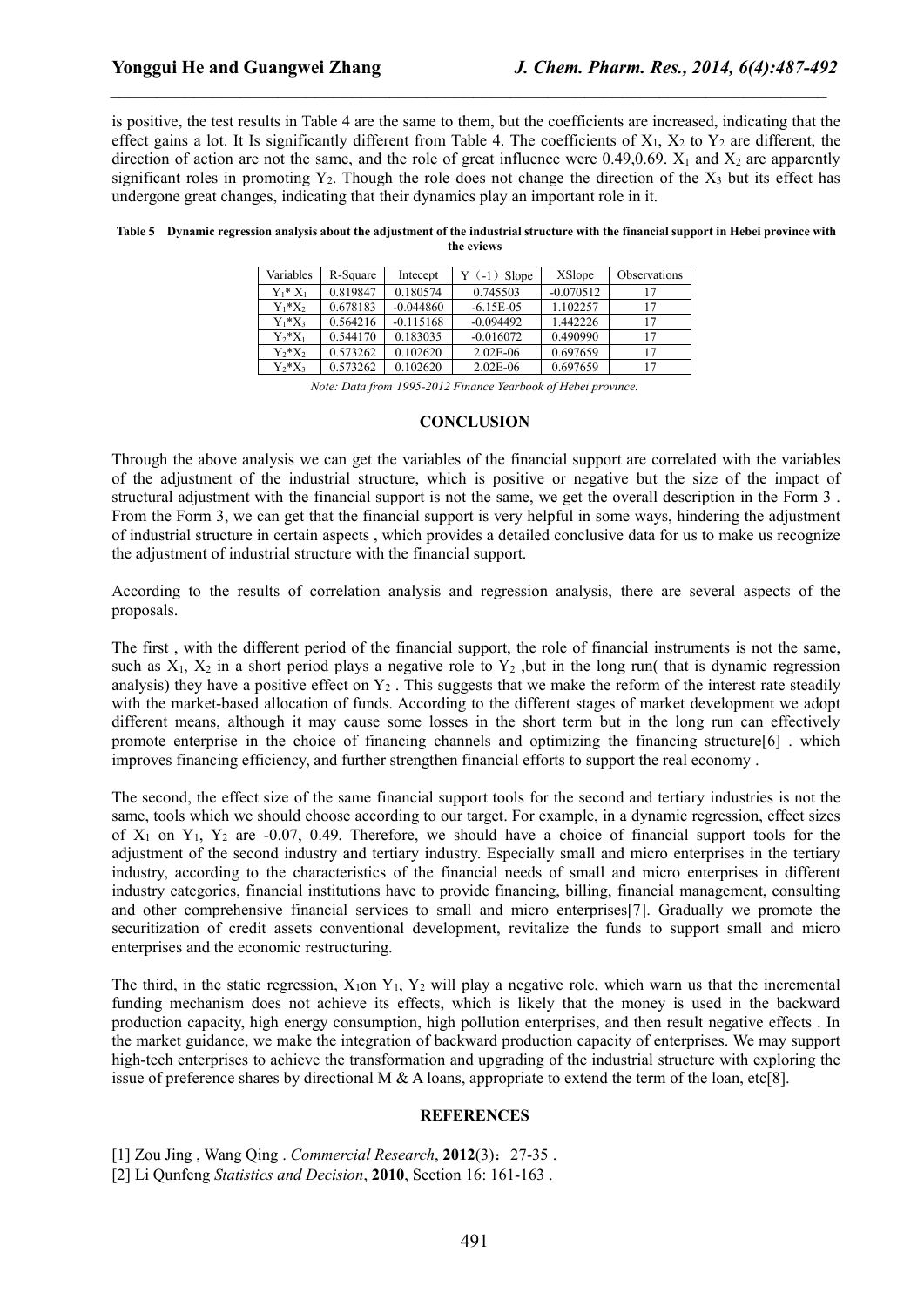is positive, the test results in Table 4 are the same to them, but the coefficients are increased, indicating that the effect gains a lot. It Is significantly different from Table 4. The coefficients of $X_1$, $X_2$ to $Y_2$ are different, the direction of action are not the same, and the role of great influence were 0.49,0.69. $X_1$ and $X_2$ are apparently significant roles in promoting $Y_2$. Though the role does not change the direction of the $X_3$ but its effect has undergone great changes, indicating that their dynamics play an important role in it.

**Table 5 Dynamic regression analysis about the adjustment of the industrial structure with the financial support in Hebei province with the eviews**

| Variables | R-Square | Intecept | Y（-1）Slope | XSlope | Observations |
|---|---|---|---|---|---|
| $Y_1$* $X_1$ | 0.819847 | 0.180574 | 0.745503 | -0.070512 | 17 |
| $Y_1$*$X_2$ | 0.678183 | -0.044860 | -6.15E-05 | 1.102257 | 17 |
| $Y_1$*$X_3$ | 0.564216 | -0.115168 | -0.094492 | 1.442226 | 17 |
| $Y_2$*$X_1$ | 0.544170 | 0.183035 | -0.016072 | 0.490990 | 17 |
| $Y_2$*$X_2$ | 0.573262 | 0.102620 | 2.02E-06 | 0.697659 | 17 |
| $Y_2$*$X_3$ | 0.573262 | 0.102620 | 2.02E-06 | 0.697659 | 17 |

*Note: Data from 1995-2012 Finance Yearbook of Hebei province.*

## CONCLUSION

Through the above analysis we can get the variables of the financial support are correlated with the variables of the adjustment of the industrial structure, which is positive or negative but the size of the impact of structural adjustment with the financial support is not the same, we get the overall description in the Form 3 . From the Form 3, we can get that the financial support is very helpful in some ways, hindering the adjustment of industrial structure in certain aspects , which provides a detailed conclusive data for us to make us recognize the adjustment of industrial structure with the financial support.

According to the results of correlation analysis and regression analysis, there are several aspects of the proposals.

The first , with the different period of the financial support, the role of financial instruments is not the same, such as $X_1$, $X_2$ in a short period plays a negative role to $Y_2$ ,but in the long run( that is dynamic regression analysis) they have a positive effect on $Y_2$ . This suggests that we make the reform of the interest rate steadily with the market-based allocation of funds. According to the different stages of market development we adopt different means, although it may cause some losses in the short term but in the long run can effectively promote enterprise in the choice of financing channels and optimizing the financing structure[6] . which improves financing efficiency, and further strengthen financial efforts to support the real economy .

The second, the effect size of the same financial support tools for the second and tertiary industries is not the same, tools which we should choose according to our target. For example, in a dynamic regression, effect sizes of $X_1$ on $Y_1$, $Y_2$ are -0.07, 0.49. Therefore, we should have a choice of financial support tools for the adjustment of the second industry and tertiary industry. Especially small and micro enterprises in the tertiary industry, according to the characteristics of the financial needs of small and micro enterprises in different industry categories, financial institutions have to provide financing, billing, financial management, consulting and other comprehensive financial services to small and micro enterprises[7]. Gradually we promote the securitization of credit assets conventional development, revitalize the funds to support small and micro enterprises and the economic restructuring.

The third, in the static regression, $X_1$on $Y_1$, $Y_2$ will play a negative role, which warn us that the incremental funding mechanism does not achieve its effects, which is likely that the money is used in the backward production capacity, high energy consumption, high pollution enterprises, and then result negative effects . In the market guidance, we make the integration of backward production capacity of enterprises. We may support high-tech enterprises to achieve the transformation and upgrading of the industrial structure with exploring the issue of preference shares by directional M & A loans, appropriate to extend the term of the loan, etc[8].

## REFERENCES

[1] Zou Jing , Wang Qing . *Commercial Research*, **2012**(3)：27-35 .

[2] Li Qunfeng *Statistics and Decision*, **2010**, Section 16: 161-163 .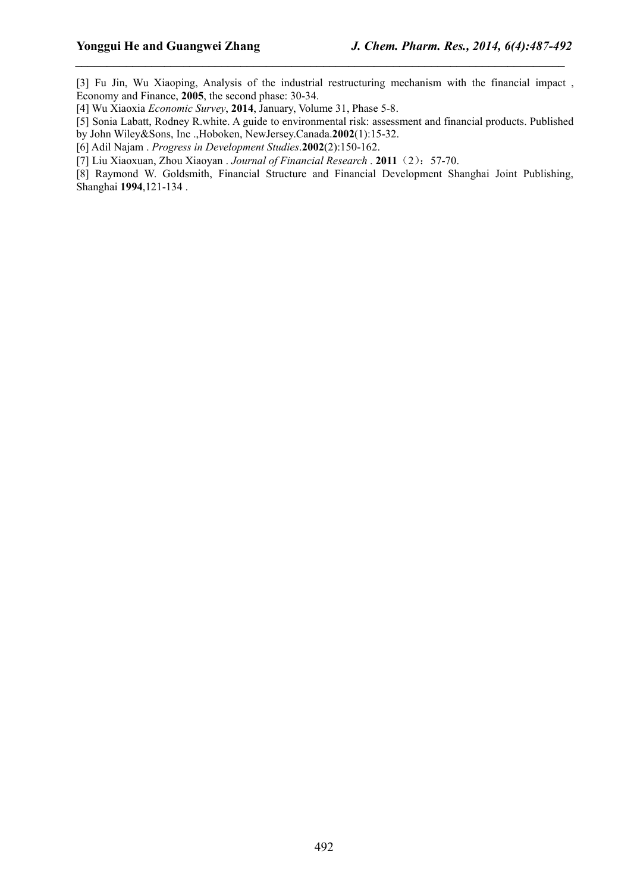[3] Fu Jin, Wu Xiaoping, Analysis of the industrial restructuring mechanism with the financial impact , Economy and Finance, **2005**, the second phase: 30-34.

[4] Wu Xiaoxia *Economic Survey*, **2014**, January, Volume 31, Phase 5-8.

[5] Sonia Labatt, Rodney R.white. A guide to environmental risk: assessment and financial products. Published by John Wiley&Sons, Inc .,Hoboken, NewJersey.Canada.**2002**(1):15-32.

[6] Adil Najam . *Progress in Development Studies*.**2002**(2):150-162.

[7] Liu Xiaoxuan, Zhou Xiaoyan . *Journal of Financial Research* . **2011**（2）：57-70.

[8] Raymond W. Goldsmith, Financial Structure and Financial Development Shanghai Joint Publishing, Shanghai **1994**,121-134 .